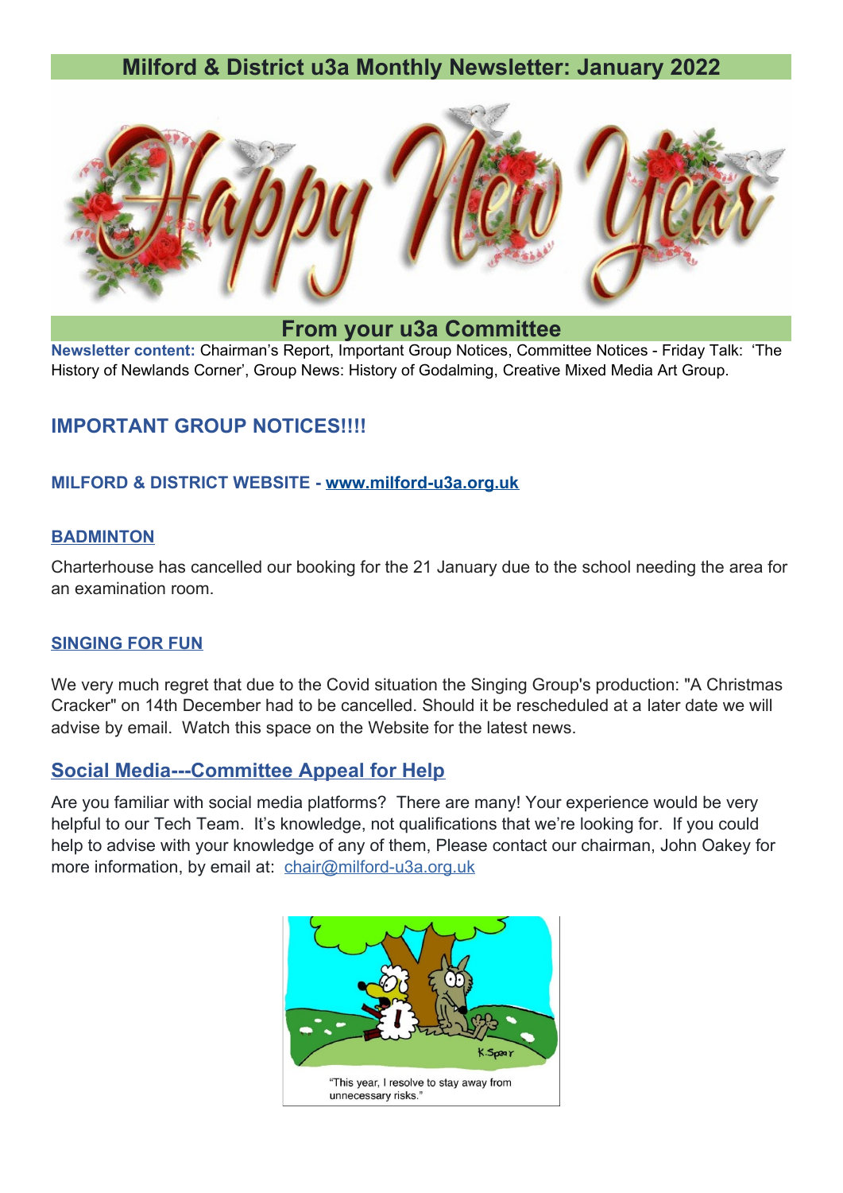# Milford & District u3a Monthly Newsletter: January 2022

## From your u3a Committee

**Newsletter content:** Chairman's Report, Important Group Notices, Committee Notices - Friday Talk: 'The History of Newlands Corner', Group News: History of Godalming, Creative Mixed Media Art Group.

## IMPORTANT GROUP NOTICES!!!!

### MILFORD & DISTRICT WEBSITE - [www.milford-u3a.org.uk](http://www.milford-u3a.org.uk)

### BADMINTON

Charterhouse has cancelled our booking for the 21 January due to the school needing the area for an examination room.

### SINGING FOR FUN

We very much regret that due to the Covid situation the Singing Group's production: "A Christmas Cracker" on 14th December had to be cancelled. Should it be rescheduled at a later date we will advise by email. Watch this space on the Website for the latest news.

## Social Media---Committee Appeal for Help

Are you familiar with social media platforms? There are many! Your experience would be very helpful to our Tech Team. It's knowledge, not qualifications that we're looking for. If you could help to advise with your knowledge of any of them, Please contact our chairman, John Oakey for more information, by email at: [chair@milford-u3a.org.uk](mailto:chair@milford-u3a.org.uk)

"This year, I resolve to stay away from unnecessary risks."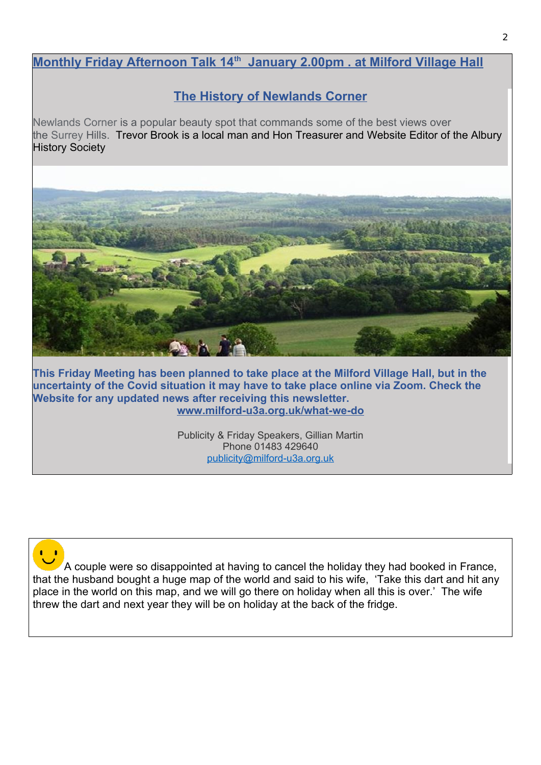## Monthly Friday Afternoon Talk 14th January 2.00pm . at Milford Village Hall

### The History of Newlands Corner

Newlands Corner is a popular beauty spot that commands some of the best views over the Surrey Hills. Trevor Brook is a local man and Hon Treasurer and Website Editor of the Albury History Society

**This Friday Meeting has been planned to take place at the Milford Village Hall, but in the uncertainty of the Covid situation it may have to take place online via Zoom. Check the Website for any updated news after receiving this newsletter.**
**www.milford-u3a.org.uk/what-we-do**

Publicity & Friday Speakers, Gillian Martin
Phone 01483 429640
publicity@milford-u3a.org.uk

A couple were so disappointed at having to cancel the holiday they had booked in France, that the husband bought a huge map of the world and said to his wife, 'Take this dart and hit any place in the world on this map, and we will go there on holiday when all this is over.' The wife threw the dart and next year they will be on holiday at the back of the fridge.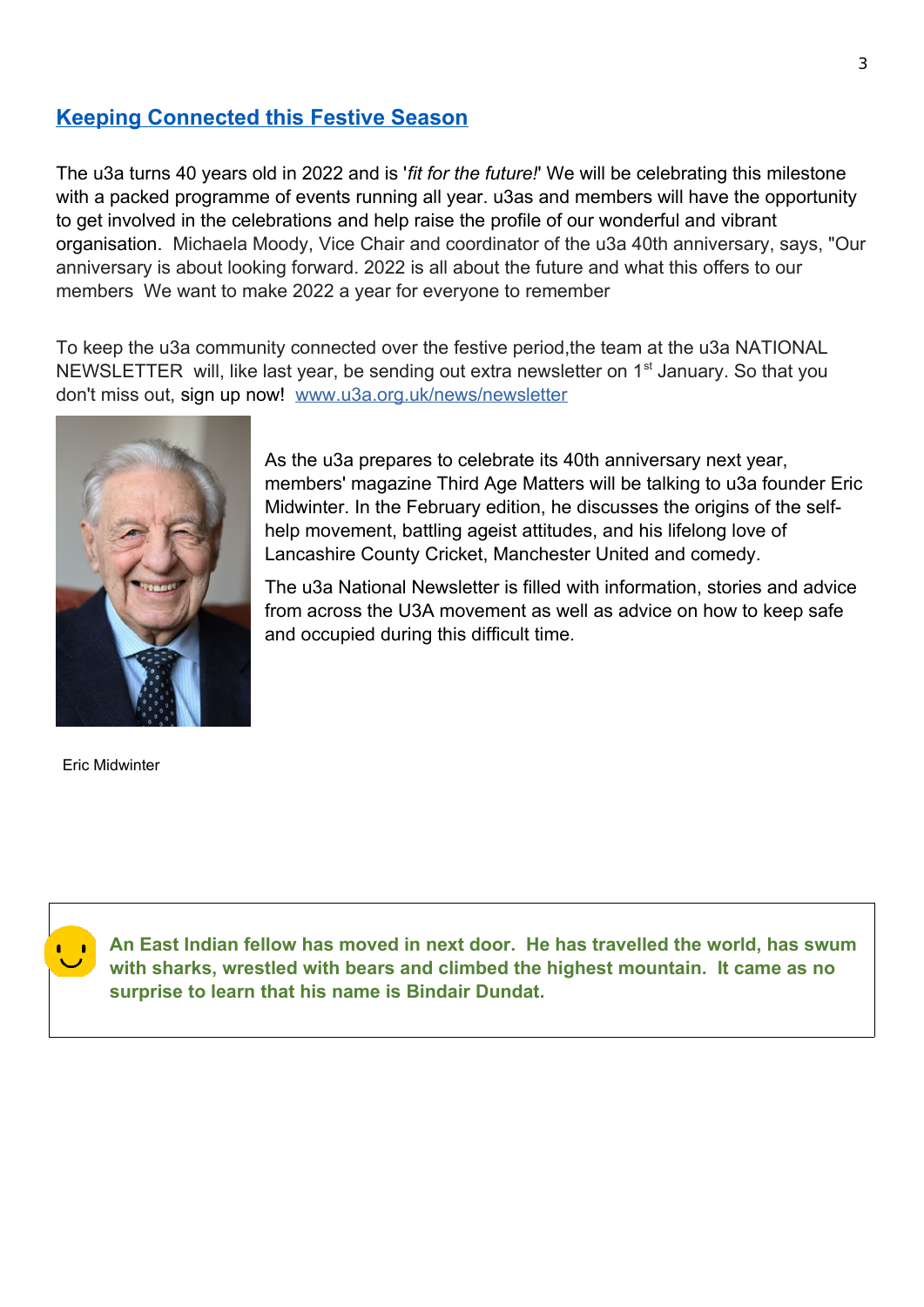## Keeping Connected this Festive Season

The u3a turns 40 years old in 2022 and is '*fit for the future!*' We will be celebrating this milestone with a packed programme of events running all year. u3as and members will have the opportunity to get involved in the celebrations and help raise the profile of our wonderful and vibrant organisation. Michaela Moody, Vice Chair and coordinator of the u3a 40th anniversary, says, "Our anniversary is about looking forward. 2022 is all about the future and what this offers to our members We want to make 2022 a year for everyone to remember

To keep the u3a community connected over the festive period,the team at the u3a NATIONAL NEWSLETTER will, like last year, be sending out extra newsletter on 1st January. So that you don't miss out, sign up now! www.u3a.org.uk/news/newsletter

As the u3a prepares to celebrate its 40th anniversary next year, members' magazine Third Age Matters will be talking to u3a founder Eric Midwinter. In the February edition, he discusses the origins of the self-help movement, battling ageist attitudes, and his lifelong love of Lancashire County Cricket, Manchester United and comedy.

The u3a National Newsletter is filled with information, stories and advice from across the U3A movement as well as advice on how to keep safe and occupied during this difficult time.

Eric Midwinter

**An East Indian fellow has moved in next door. He has travelled the world, has swum with sharks, wrestled with bears and climbed the highest mountain. It came as no surprise to learn that his name is Bindair Dundat.**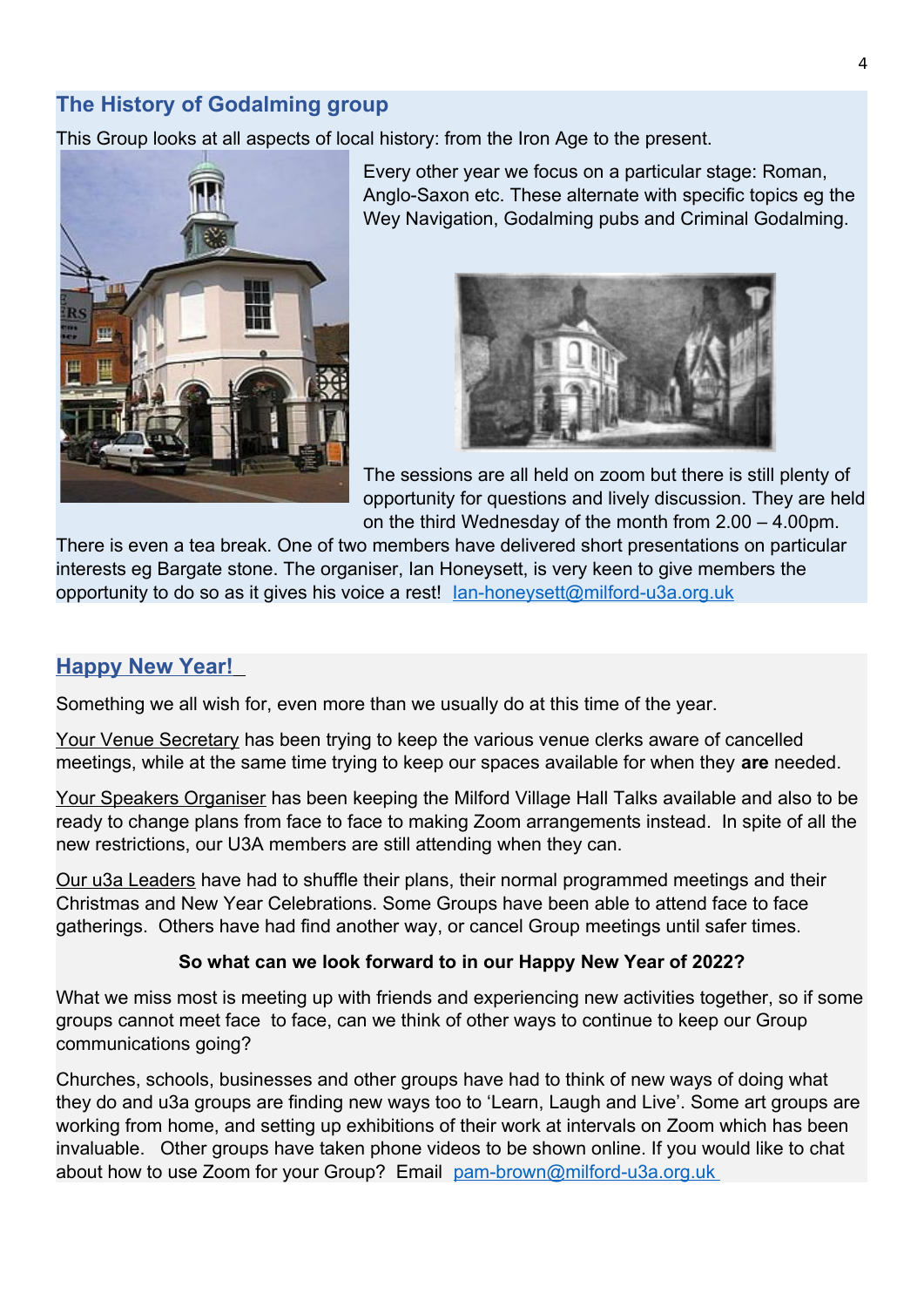## The History of Godalming group

This Group looks at all aspects of local history: from the Iron Age to the present.

Every other year we focus on a particular stage: Roman, Anglo-Saxon etc. These alternate with specific topics eg the Wey Navigation, Godalming pubs and Criminal Godalming.

The sessions are all held on zoom but there is still plenty of opportunity for questions and lively discussion. They are held on the third Wednesday of the month from 2.00 – 4.00pm. There is even a tea break. One of two members have delivered short presentations on particular interests eg Bargate stone. The organiser, Ian Honeysett, is very keen to give members the opportunity to do so as it gives his voice a rest! Ian-honeysett@milford-u3a.org.uk

## Happy New Year!

Something we all wish for, even more than we usually do at this time of the year.

Your Venue Secretary has been trying to keep the various venue clerks aware of cancelled meetings, while at the same time trying to keep our spaces available for when they **are** needed.

Your Speakers Organiser has been keeping the Milford Village Hall Talks available and also to be ready to change plans from face to face to making Zoom arrangements instead. In spite of all the new restrictions, our U3A members are still attending when they can.

Our u3a Leaders have had to shuffle their plans, their normal programmed meetings and their Christmas and New Year Celebrations. Some Groups have been able to attend face to face gatherings. Others have had find another way, or cancel Group meetings until safer times.

**So what can we look forward to in our Happy New Year of 2022?**

What we miss most is meeting up with friends and experiencing new activities together, so if some groups cannot meet face to face, can we think of other ways to continue to keep our Group communications going?

Churches, schools, businesses and other groups have had to think of new ways of doing what they do and u3a groups are finding new ways too to 'Learn, Laugh and Live'. Some art groups are working from home, and setting up exhibitions of their work at intervals on Zoom which has been invaluable. Other groups have taken phone videos to be shown online. If you would like to chat about how to use Zoom for your Group? Email pam-brown@milford-u3a.org.uk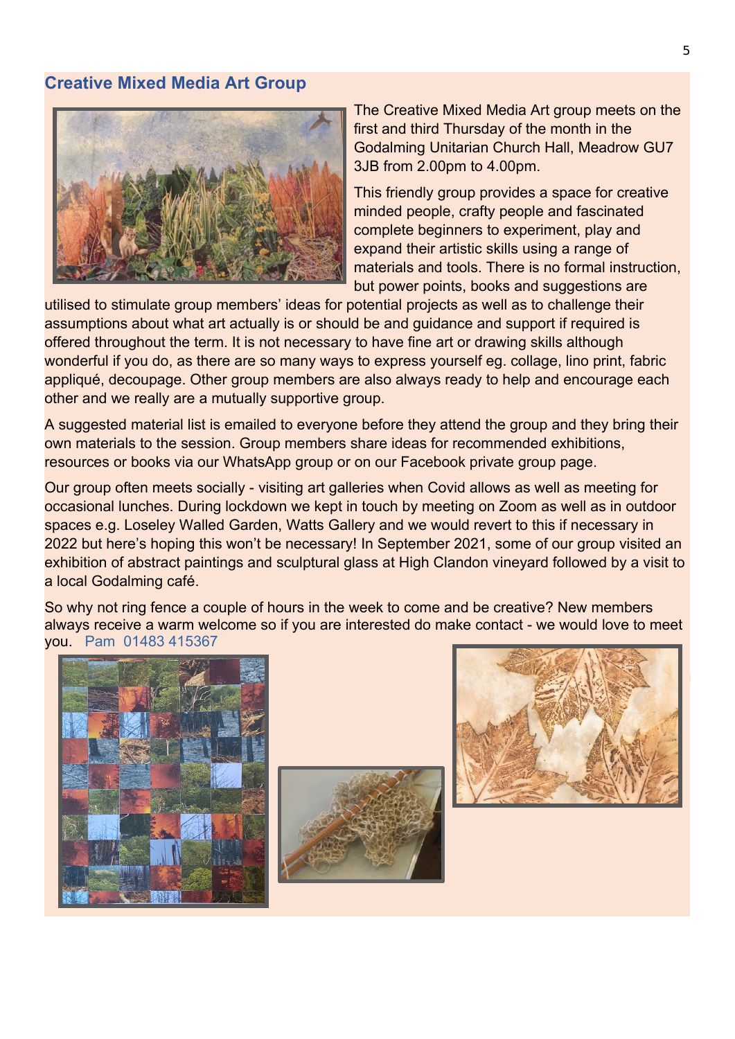## Creative Mixed Media Art Group

The Creative Mixed Media Art group meets on the first and third Thursday of the month in the Godalming Unitarian Church Hall, Meadrow GU7 3JB from 2.00pm to 4.00pm.

This friendly group provides a space for creative minded people, crafty people and fascinated complete beginners to experiment, play and expand their artistic skills using a range of materials and tools. There is no formal instruction, but power points, books and suggestions are utilised to stimulate group members' ideas for potential projects as well as to challenge their assumptions about what art actually is or should be and guidance and support if required is offered throughout the term. It is not necessary to have fine art or drawing skills although wonderful if you do, as there are so many ways to express yourself eg. collage, lino print, fabric appliqué, decoupage. Other group members are also always ready to help and encourage each other and we really are a mutually supportive group.

A suggested material list is emailed to everyone before they attend the group and they bring their own materials to the session. Group members share ideas for recommended exhibitions, resources or books via our WhatsApp group or on our Facebook private group page.

Our group often meets socially - visiting art galleries when Covid allows as well as meeting for occasional lunches. During lockdown we kept in touch by meeting on Zoom as well as in outdoor spaces e.g. Loseley Walled Garden, Watts Gallery and we would revert to this if necessary in 2022 but here's hoping this won't be necessary! In September 2021, some of our group visited an exhibition of abstract paintings and sculptural glass at High Clandon vineyard followed by a visit to a local Godalming café.

So why not ring fence a couple of hours in the week to come and be creative? New members always receive a warm welcome so if you are interested do make contact - we would love to meet you. Pam 01483 415367